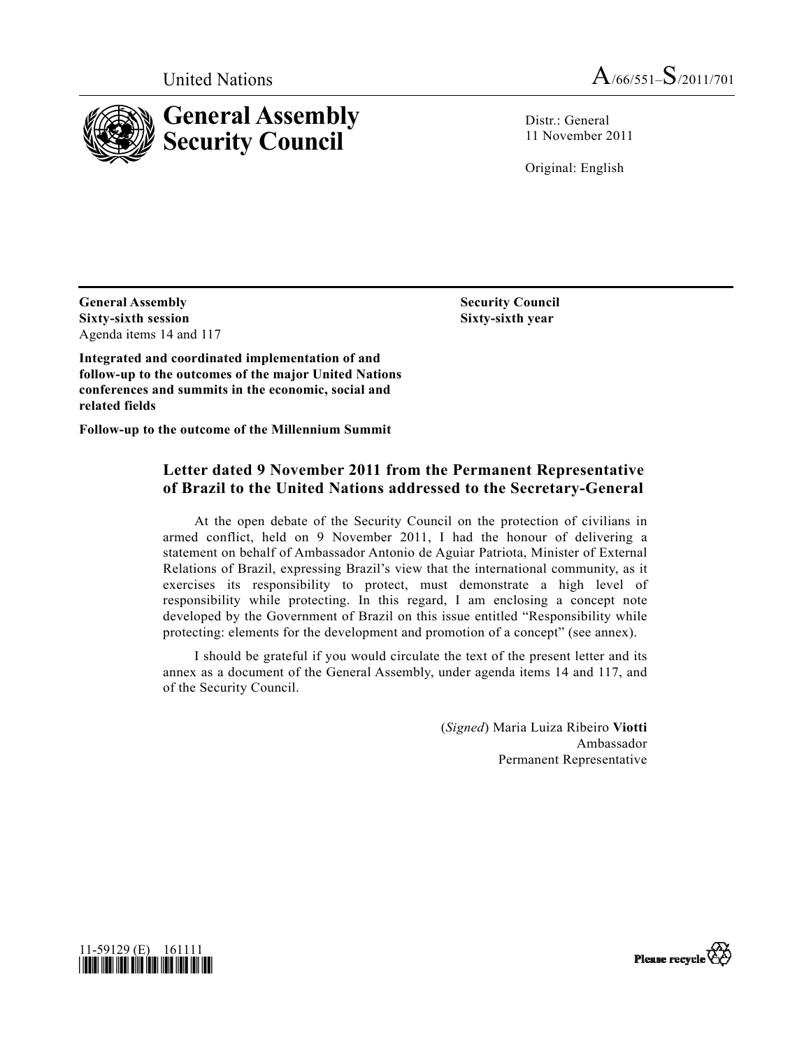United Nations

A/66/551–S/2011/701

# General Assembly Security Council

Distr.: General
11 November 2011

Original: English

**General Assembly**
**Sixty-sixth session**
Agenda items 14 and 117

**Integrated and coordinated implementation of and follow-up to the outcomes of the major United Nations conferences and summits in the economic, social and related fields**

**Follow-up to the outcome of the Millennium Summit**

**Security Council**
**Sixty-sixth year**

## Letter dated 9 November 2011 from the Permanent Representative of Brazil to the United Nations addressed to the Secretary-General

At the open debate of the Security Council on the protection of civilians in armed conflict, held on 9 November 2011, I had the honour of delivering a statement on behalf of Ambassador Antonio de Aguiar Patriota, Minister of External Relations of Brazil, expressing Brazil's view that the international community, as it exercises its responsibility to protect, must demonstrate a high level of responsibility while protecting. In this regard, I am enclosing a concept note developed by the Government of Brazil on this issue entitled "Responsibility while protecting: elements for the development and promotion of a concept" (see annex).

I should be grateful if you would circulate the text of the present letter and its annex as a document of the General Assembly, under agenda items 14 and 117, and of the Security Council.

(*Signed*) Maria Luiza Ribeiro **Viotti**
Ambassador
Permanent Representative

11-59129 (E) 161111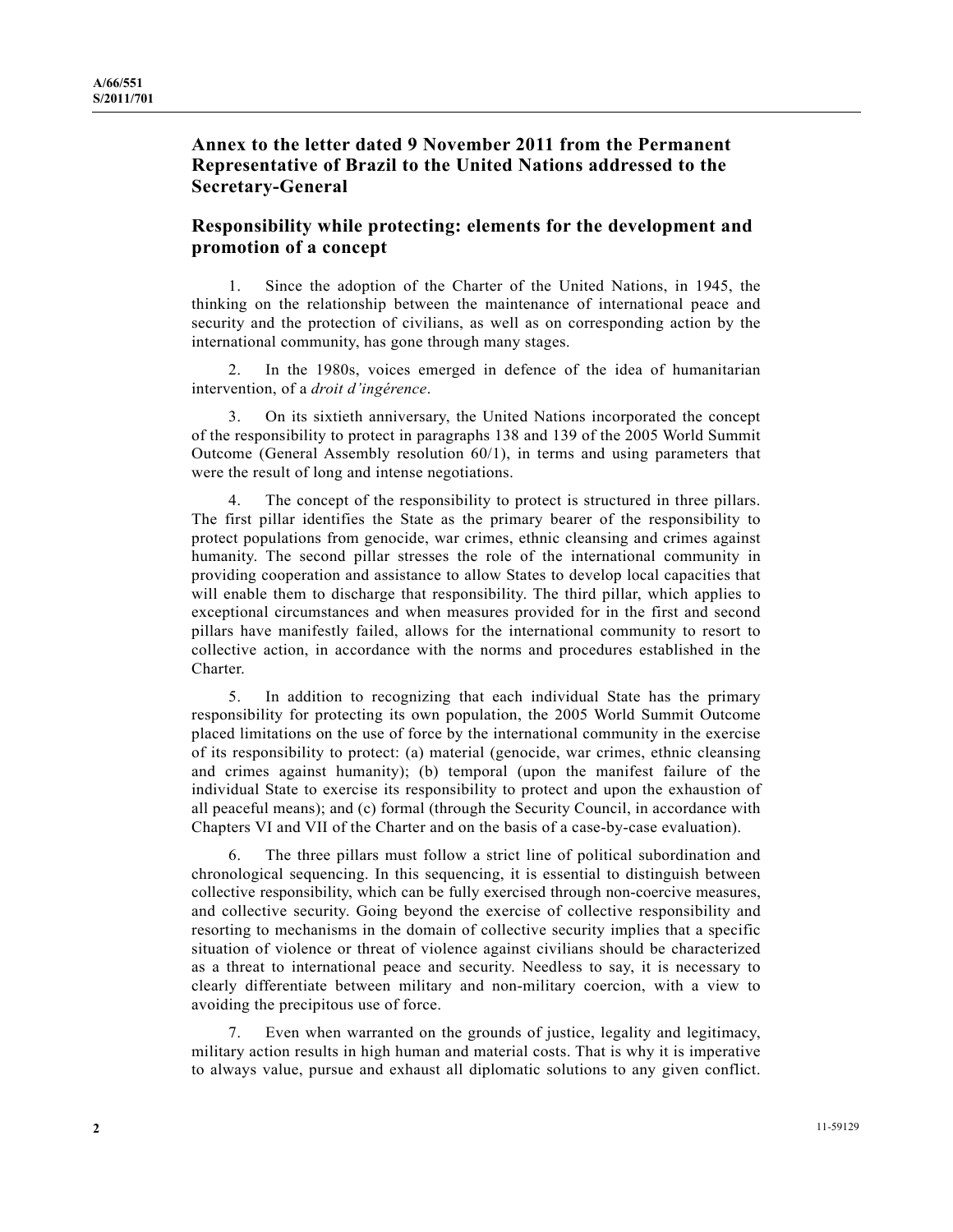## Annex to the letter dated 9 November 2011 from the Permanent Representative of Brazil to the United Nations addressed to the Secretary-General

## Responsibility while protecting: elements for the development and promotion of a concept

1. Since the adoption of the Charter of the United Nations, in 1945, the thinking on the relationship between the maintenance of international peace and security and the protection of civilians, as well as on corresponding action by the international community, has gone through many stages.

2. In the 1980s, voices emerged in defence of the idea of humanitarian intervention, of a *droit d'ingérence*.

3. On its sixtieth anniversary, the United Nations incorporated the concept of the responsibility to protect in paragraphs 138 and 139 of the 2005 World Summit Outcome (General Assembly resolution 60/1), in terms and using parameters that were the result of long and intense negotiations.

4. The concept of the responsibility to protect is structured in three pillars. The first pillar identifies the State as the primary bearer of the responsibility to protect populations from genocide, war crimes, ethnic cleansing and crimes against humanity. The second pillar stresses the role of the international community in providing cooperation and assistance to allow States to develop local capacities that will enable them to discharge that responsibility. The third pillar, which applies to exceptional circumstances and when measures provided for in the first and second pillars have manifestly failed, allows for the international community to resort to collective action, in accordance with the norms and procedures established in the Charter.

5. In addition to recognizing that each individual State has the primary responsibility for protecting its own population, the 2005 World Summit Outcome placed limitations on the use of force by the international community in the exercise of its responsibility to protect: (a) material (genocide, war crimes, ethnic cleansing and crimes against humanity); (b) temporal (upon the manifest failure of the individual State to exercise its responsibility to protect and upon the exhaustion of all peaceful means); and (c) formal (through the Security Council, in accordance with Chapters VI and VII of the Charter and on the basis of a case-by-case evaluation).

6. The three pillars must follow a strict line of political subordination and chronological sequencing. In this sequencing, it is essential to distinguish between collective responsibility, which can be fully exercised through non-coercive measures, and collective security. Going beyond the exercise of collective responsibility and resorting to mechanisms in the domain of collective security implies that a specific situation of violence or threat of violence against civilians should be characterized as a threat to international peace and security. Needless to say, it is necessary to clearly differentiate between military and non-military coercion, with a view to avoiding the precipitous use of force.

7. Even when warranted on the grounds of justice, legality and legitimacy, military action results in high human and material costs. That is why it is imperative to always value, pursue and exhaust all diplomatic solutions to any given conflict.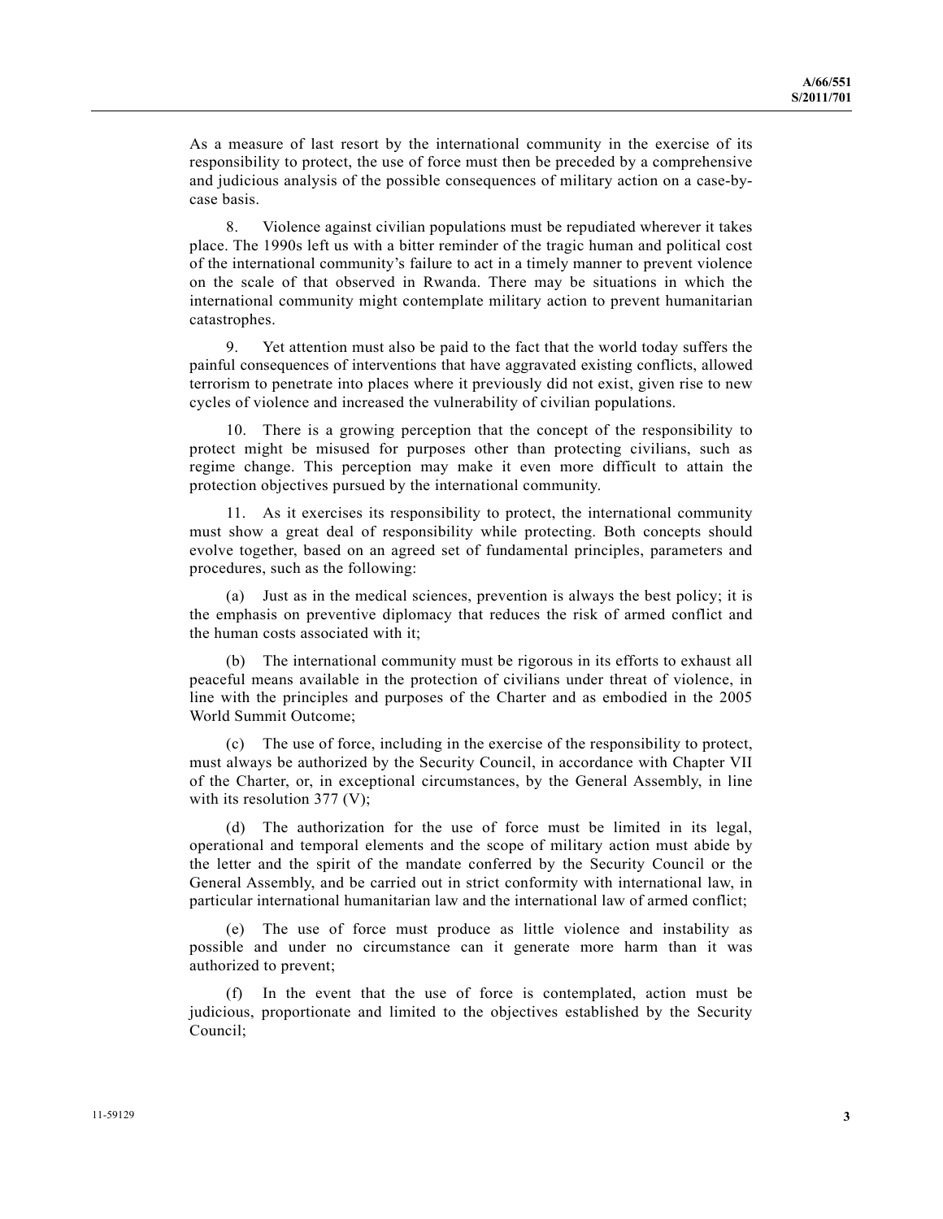As a measure of last resort by the international community in the exercise of its responsibility to protect, the use of force must then be preceded by a comprehensive and judicious analysis of the possible consequences of military action on a case-by-case basis.

8. Violence against civilian populations must be repudiated wherever it takes place. The 1990s left us with a bitter reminder of the tragic human and political cost of the international community's failure to act in a timely manner to prevent violence on the scale of that observed in Rwanda. There may be situations in which the international community might contemplate military action to prevent humanitarian catastrophes.

9. Yet attention must also be paid to the fact that the world today suffers the painful consequences of interventions that have aggravated existing conflicts, allowed terrorism to penetrate into places where it previously did not exist, given rise to new cycles of violence and increased the vulnerability of civilian populations.

10. There is a growing perception that the concept of the responsibility to protect might be misused for purposes other than protecting civilians, such as regime change. This perception may make it even more difficult to attain the protection objectives pursued by the international community.

11. As it exercises its responsibility to protect, the international community must show a great deal of responsibility while protecting. Both concepts should evolve together, based on an agreed set of fundamental principles, parameters and procedures, such as the following:

(a) Just as in the medical sciences, prevention is always the best policy; it is the emphasis on preventive diplomacy that reduces the risk of armed conflict and the human costs associated with it;

(b) The international community must be rigorous in its efforts to exhaust all peaceful means available in the protection of civilians under threat of violence, in line with the principles and purposes of the Charter and as embodied in the 2005 World Summit Outcome;

(c) The use of force, including in the exercise of the responsibility to protect, must always be authorized by the Security Council, in accordance with Chapter VII of the Charter, or, in exceptional circumstances, by the General Assembly, in line with its resolution 377 (V);

(d) The authorization for the use of force must be limited in its legal, operational and temporal elements and the scope of military action must abide by the letter and the spirit of the mandate conferred by the Security Council or the General Assembly, and be carried out in strict conformity with international law, in particular international humanitarian law and the international law of armed conflict;

(e) The use of force must produce as little violence and instability as possible and under no circumstance can it generate more harm than it was authorized to prevent;

(f) In the event that the use of force is contemplated, action must be judicious, proportionate and limited to the objectives established by the Security Council;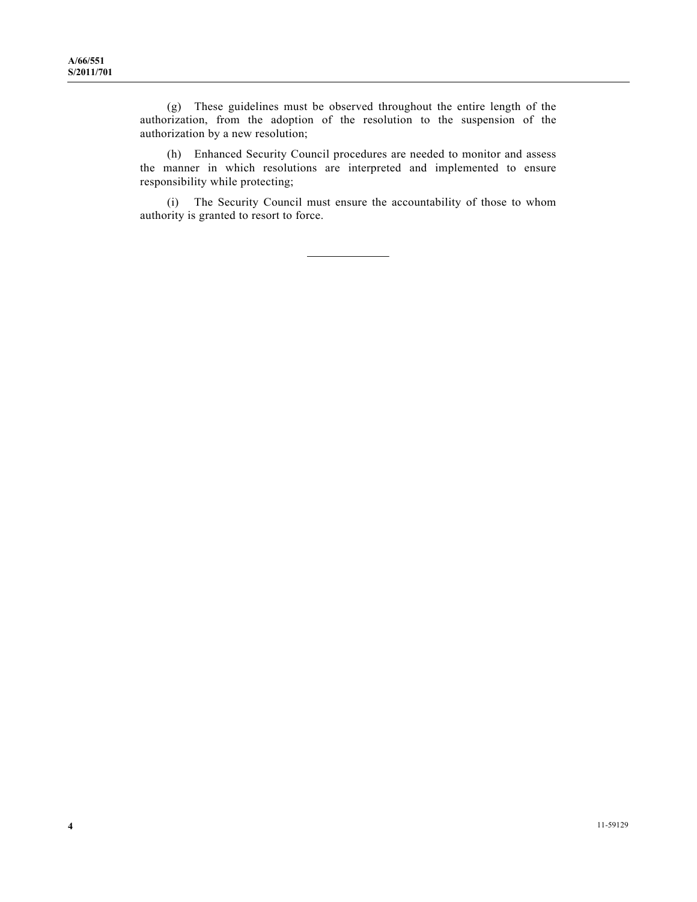(g) These guidelines must be observed throughout the entire length of the authorization, from the adoption of the resolution to the suspension of the authorization by a new resolution;

(h) Enhanced Security Council procedures are needed to monitor and assess the manner in which resolutions are interpreted and implemented to ensure responsibility while protecting;

(i) The Security Council must ensure the accountability of those to whom authority is granted to resort to force.